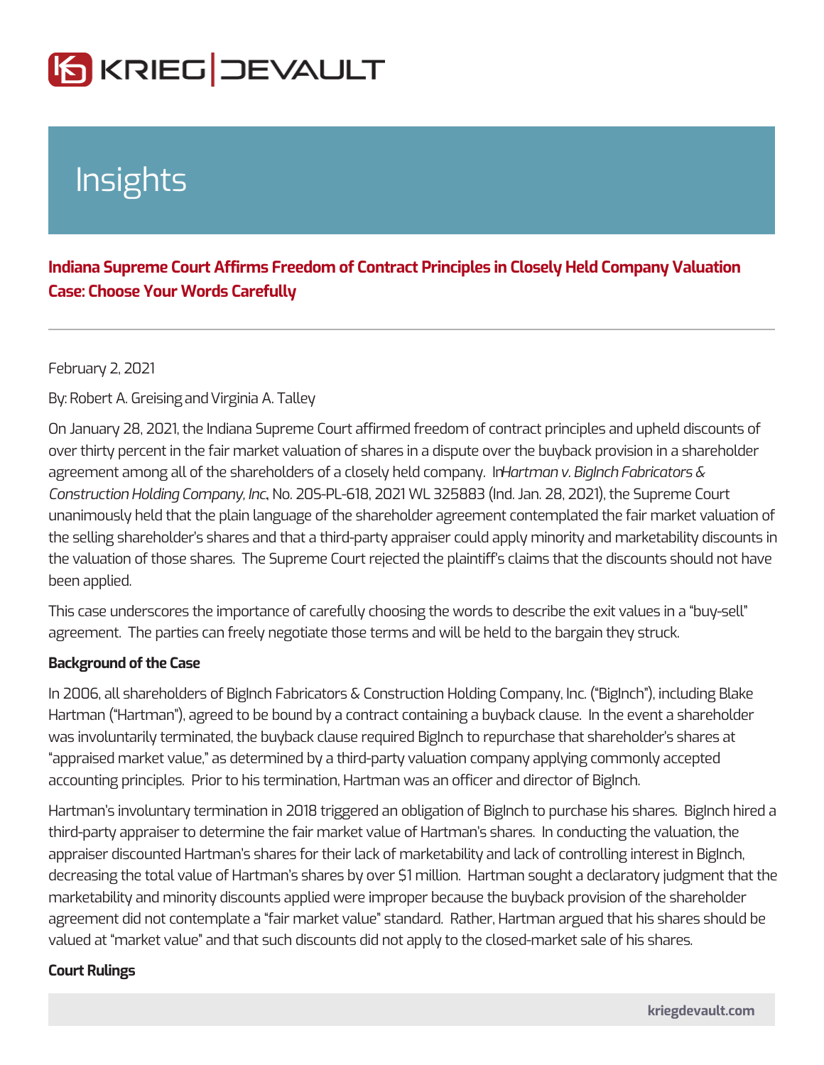Insights

## Indiana Supreme Court Affirms Freedom of Contract Principles in Closely Held Company Valuation Case: Choose Your Words Carefully

February 2, 2021

By: Robert A. Greising and Virginia A. Talley

On January 28, 2021, the Indiana Supreme Court affirmed freedom of contract principles and upheld discounts of over thirty percent in the fair market valuation of shares in a dispute over the buyback provision in a shareholder agreement among all of the shareholders of a closely held company. In *Hartman v. BigInch Fabricators & Construction Holding Company, Inc*, No. 20S-PL-618, 2021 WL 325883 (Ind. Jan. 28, 2021), the Supreme Court unanimously held that the plain language of the shareholder agreement contemplated the fair market valuation of the selling shareholder's shares and that a third-party appraiser could apply minority and marketability discounts in the valuation of those shares. The Supreme Court rejected the plaintiff's claims that the discounts should not have been applied.

This case underscores the importance of carefully choosing the words to describe the exit values in a "buy-sell" agreement. The parties can freely negotiate those terms and will be held to the bargain they struck.

**Background of the Case**

In 2006, all shareholders of BigInch Fabricators & Construction Holding Company, Inc. ("BigInch"), including Blake Hartman ("Hartman"), agreed to be bound by a contract containing a buyback clause. In the event a shareholder was involuntarily terminated, the buyback clause required BigInch to repurchase that shareholder's shares at "appraised market value," as determined by a third-party valuation company applying commonly accepted accounting principles. Prior to his termination, Hartman was an officer and director of BigInch.

Hartman's involuntary termination in 2018 triggered an obligation of BigInch to purchase his shares. BigInch hired a third-party appraiser to determine the fair market value of Hartman's shares. In conducting the valuation, the appraiser discounted Hartman's shares for their lack of marketability and lack of controlling interest in BigInch, decreasing the total value of Hartman's shares by over $1 million. Hartman sought a declaratory judgment that the marketability and minority discounts applied were improper because the buyback provision of the shareholder agreement did not contemplate a "fair market value" standard. Rather, Hartman argued that his shares should be valued at "market value" and that such discounts did not apply to the closed-market sale of his shares.

**Court Rulings**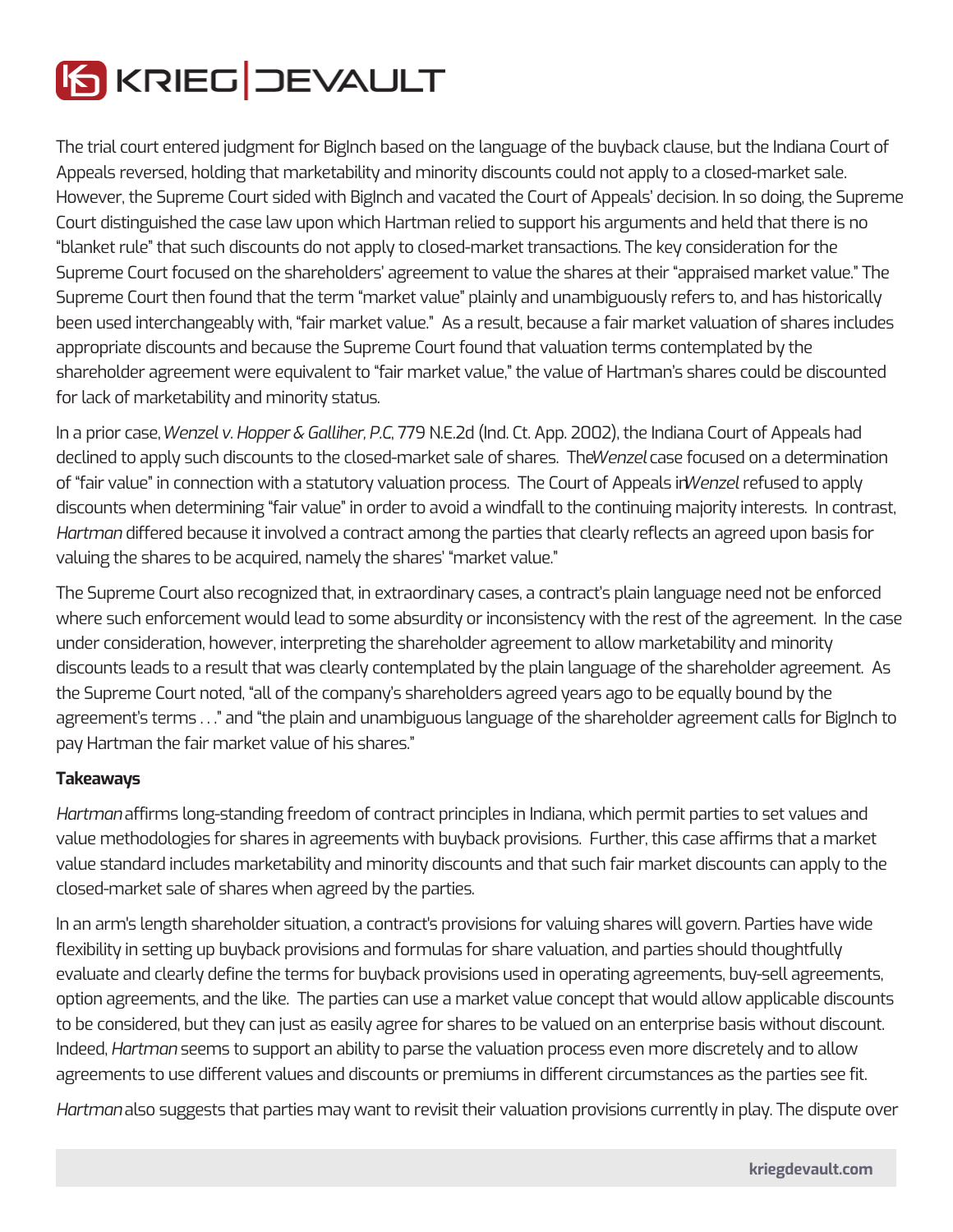The trial court entered judgment for BigInch based on the language of the buyback clause, but the Indiana Court of Appeals reversed, holding that marketability and minority discounts could not apply to a closed-market sale. However, the Supreme Court sided with BigInch and vacated the Court of Appeals' decision. In so doing, the Supreme Court distinguished the case law upon which Hartman relied to support his arguments and held that there is no "blanket rule" that such discounts do not apply to closed-market transactions. The key consideration for the Supreme Court focused on the shareholders' agreement to value the shares at their "appraised market value." The Supreme Court then found that the term "market value" plainly and unambiguously refers to, and has historically been used interchangeably with, "fair market value." As a result, because a fair market valuation of shares includes appropriate discounts and because the Supreme Court found that valuation terms contemplated by the shareholder agreement were equivalent to "fair market value," the value of Hartman's shares could be discounted for lack of marketability and minority status.

In a prior case, *Wenzel v. Hopper & Galliher, P.C*, 779 N.E.2d (Ind. Ct. App. 2002), the Indiana Court of Appeals had declined to apply such discounts to the closed-market sale of shares. The *Wenzel* case focused on a determination of "fair value" in connection with a statutory valuation process. The Court of Appeals in *Wenzel* refused to apply discounts when determining "fair value" in order to avoid a windfall to the continuing majority interests. In contrast, *Hartman* differed because it involved a contract among the parties that clearly reflects an agreed upon basis for valuing the shares to be acquired, namely the shares' "market value."

The Supreme Court also recognized that, in extraordinary cases, a contract's plain language need not be enforced where such enforcement would lead to some absurdity or inconsistency with the rest of the agreement. In the case under consideration, however, interpreting the shareholder agreement to allow marketability and minority discounts leads to a result that was clearly contemplated by the plain language of the shareholder agreement. As the Supreme Court noted, "all of the company's shareholders agreed years ago to be equally bound by the agreement's terms . . ." and "the plain and unambiguous language of the shareholder agreement calls for BigInch to pay Hartman the fair market value of his shares."

**Takeaways**

*Hartman* affirms long-standing freedom of contract principles in Indiana, which permit parties to set values and value methodologies for shares in agreements with buyback provisions. Further, this case affirms that a market value standard includes marketability and minority discounts and that such fair market discounts can apply to the closed-market sale of shares when agreed by the parties.

In an arm's length shareholder situation, a contract's provisions for valuing shares will govern. Parties have wide flexibility in setting up buyback provisions and formulas for share valuation, and parties should thoughtfully evaluate and clearly define the terms for buyback provisions used in operating agreements, buy-sell agreements, option agreements, and the like. The parties can use a market value concept that would allow applicable discounts to be considered, but they can just as easily agree for shares to be valued on an enterprise basis without discount. Indeed, *Hartman* seems to support an ability to parse the valuation process even more discretely and to allow agreements to use different values and discounts or premiums in different circumstances as the parties see fit.

*Hartman* also suggests that parties may want to revisit their valuation provisions currently in play. The dispute over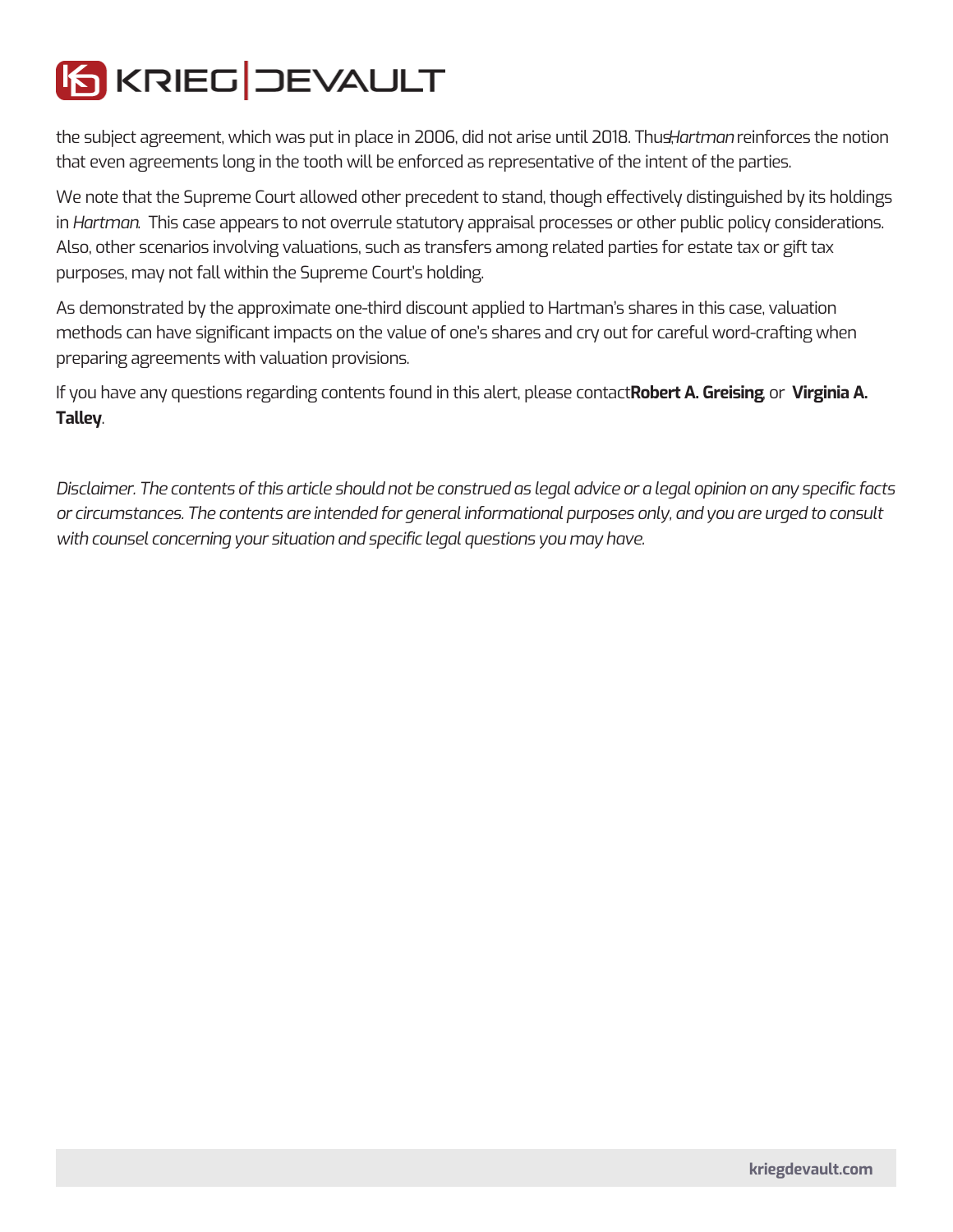the subject agreement, which was put in place in 2006, did not arise until 2018. Thus, *Hartman* reinforces the notion that even agreements long in the tooth will be enforced as representative of the intent of the parties.

We note that the Supreme Court allowed other precedent to stand, though effectively distinguished by its holdings in *Hartman*. This case appears to not overrule statutory appraisal processes or other public policy considerations. Also, other scenarios involving valuations, such as transfers among related parties for estate tax or gift tax purposes, may not fall within the Supreme Court's holding.

As demonstrated by the approximate one-third discount applied to Hartman's shares in this case, valuation methods can have significant impacts on the value of one's shares and cry out for careful word-crafting when preparing agreements with valuation provisions.

If you have any questions regarding contents found in this alert, please contact **Robert A. Greising**, or **Virginia A. Talley**.

*Disclaimer. The contents of this article should not be construed as legal advice or a legal opinion on any specific facts or circumstances. The contents are intended for general informational purposes only, and you are urged to consult with counsel concerning your situation and specific legal questions you may have.*